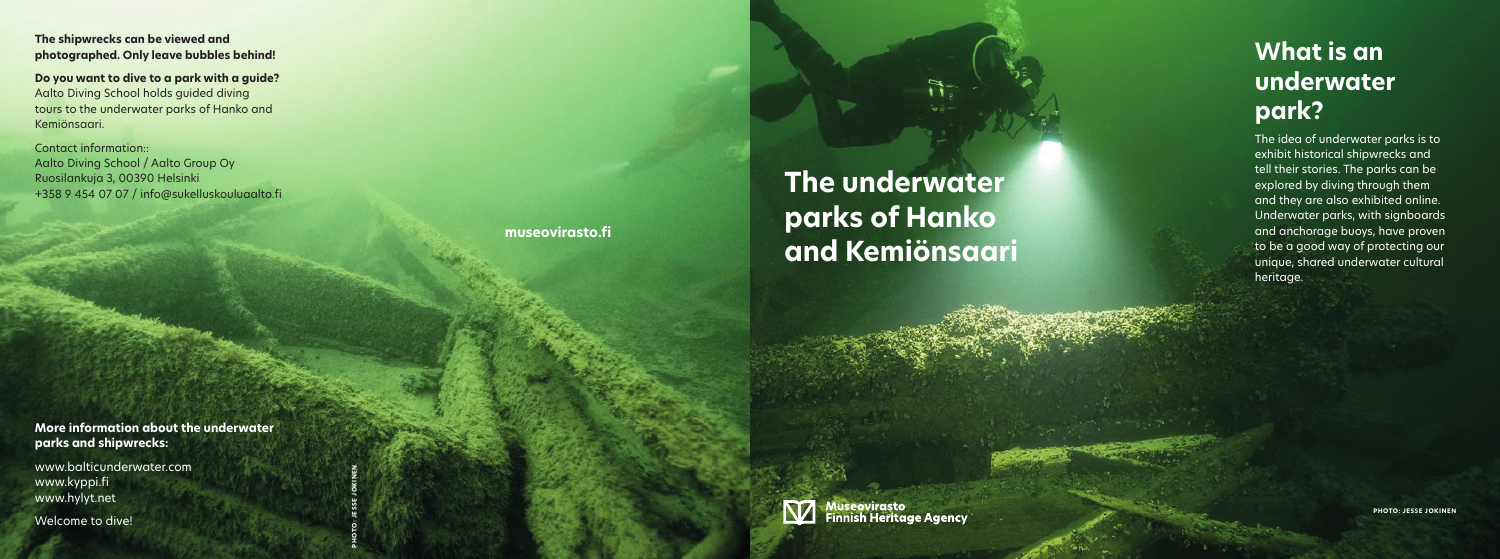**The shipwrecks can be viewed and photographed. Only leave bubbles behind!**

**Do you want to dive to a park with a guide?**
Aalto Diving School holds guided diving tours to the underwater parks of Hanko and Kemiönsaari.

Contact information::
Aalto Diving School / Aalto Group Oy
Ruosilankuja 3, 00390 Helsinki
+358 9 454 07 07 / info@sukelluskouluaalto.fi

**More information about the underwater parks and shipwrecks:**

www.balticunderwater.com
www.kyppi.fi
www.hylyt.net

Welcome to dive!

PHOTO: JESSE JOKINEN

museovirasto.fi

# The underwater parks of Hanko and Kemiönsaari

Museovirasto
Finnish Heritage Agency

## What is an underwater park?

The idea of underwater parks is to exhibit historical shipwrecks and tell their stories. The parks can be explored by diving through them and they are also exhibited online. Underwater parks, with signboards and anchorage buoys, have proven to be a good way of protecting our unique, shared underwater cultural heritage.

PHOTO: JESSE JOKINEN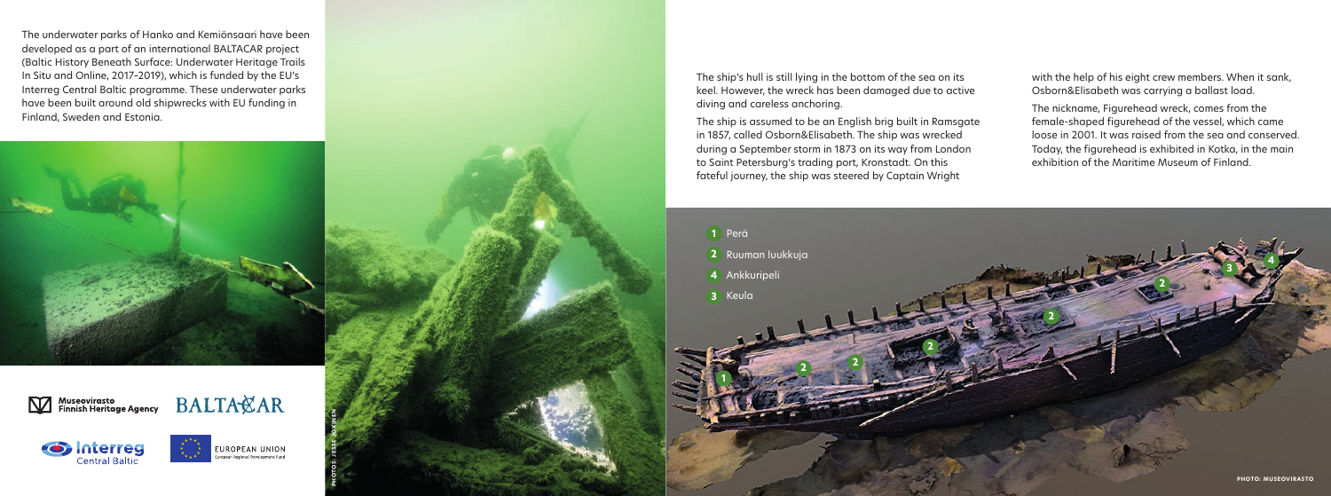The underwater parks of Hanko and Kemiönsaari have been developed as a part of an international BALTACAR project (Baltic History Beneath Surface: Underwater Heritage Trails In Situ and Online, 2017–2019), which is funded by the EU's Interreg Central Baltic programme. These underwater parks have been built around old shipwrecks with EU funding in Finland, Sweden and Estonia.

Museovirasto Finnish Heritage Agency

BALTACAR

Interreg Central Baltic

EUROPEAN UNION
European Regional Development Fund

PHOTOS: JESSE JOKINEN

The ship's hull is still lying in the bottom of the sea on its keel. However, the wreck has been damaged due to active diving and careless anchoring.

The ship is assumed to be an English brig built in Ramsgate in 1857, called Osborn&Elisabeth. The ship was wrecked during a September storm in 1873 on its way from London to Saint Petersburg's trading port, Kronstadt. On this fateful journey, the ship was steered by Captain Wright with the help of his eight crew members. When it sank, Osborn&Elisabeth was carrying a ballast load.

The nickname, Figurehead wreck, comes from the female-shaped figurehead of the vessel, which came loose in 2001. It was raised from the sea and conserved. Today, the figurehead is exhibited in Kotka, in the main exhibition of the Maritime Museum of Finland.

1 Perä
2 Ruuman luukkuja
4 Ankkuripeli
3 Keula

PHOTO: MUSEOVIRASTO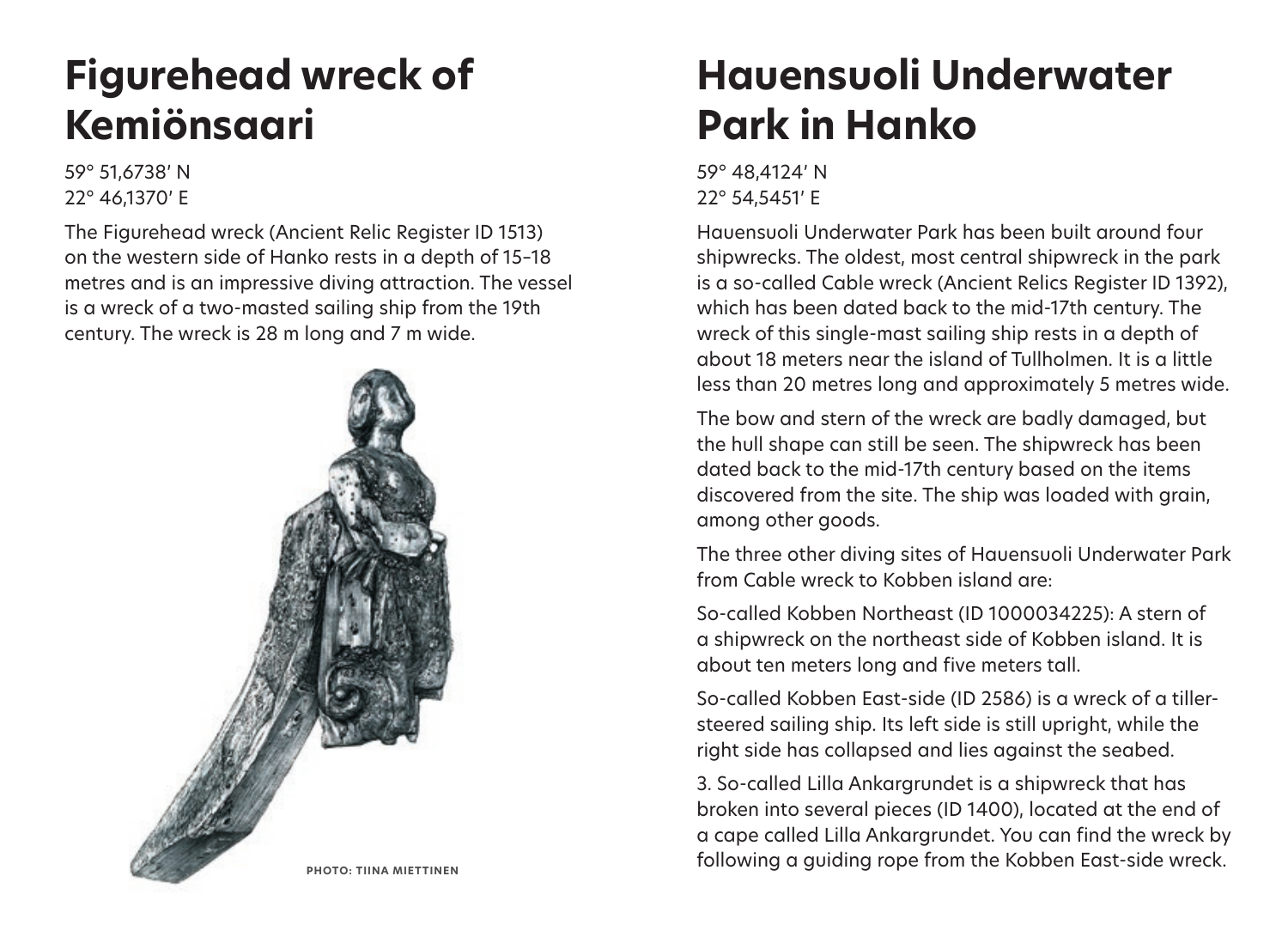# Figurehead wreck of Kemiönsaari

59° 51,6738′ N
22° 46,1370′ E

The Figurehead wreck (Ancient Relic Register ID 1513) on the western side of Hanko rests in a depth of 15–18 metres and is an impressive diving attraction. The vessel is a wreck of a two-masted sailing ship from the 19th century. The wreck is 28 m long and 7 m wide.

PHOTO: TIINA MIETTINEN

# Hauensuoli Underwater Park in Hanko

59° 48,4124′ N
22° 54,5451′ E

Hauensuoli Underwater Park has been built around four shipwrecks. The oldest, most central shipwreck in the park is a so-called Cable wreck (Ancient Relics Register ID 1392), which has been dated back to the mid-17th century. The wreck of this single-mast sailing ship rests in a depth of about 18 meters near the island of Tullholmen. It is a little less than 20 metres long and approximately 5 metres wide.

The bow and stern of the wreck are badly damaged, but the hull shape can still be seen. The shipwreck has been dated back to the mid-17th century based on the items discovered from the site. The ship was loaded with grain, among other goods.

The three other diving sites of Hauensuoli Underwater Park from Cable wreck to Kobben island are:

So-called Kobben Northeast (ID 1000034225): A stern of a shipwreck on the northeast side of Kobben island. It is about ten meters long and five meters tall.

So-called Kobben East-side (ID 2586) is a wreck of a tiller-steered sailing ship. Its left side is still upright, while the right side has collapsed and lies against the seabed.

3. So-called Lilla Ankargrundet is a shipwreck that has broken into several pieces (ID 1400), located at the end of a cape called Lilla Ankargrundet. You can find the wreck by following a guiding rope from the Kobben East-side wreck.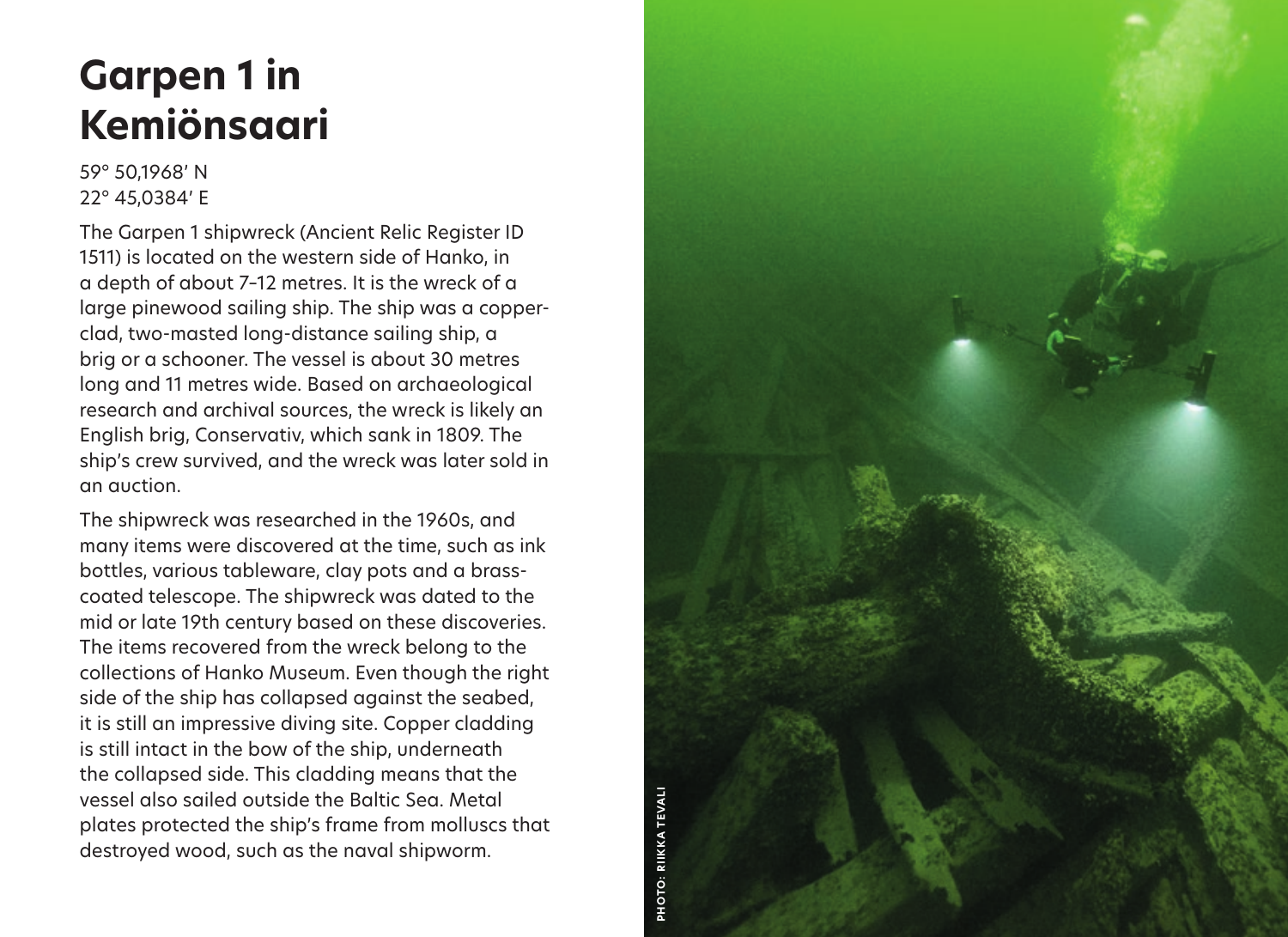# Garpen 1 in Kemiönsaari

59° 50,1968' N
22° 45,0384' E

The Garpen 1 shipwreck (Ancient Relic Register ID 1511) is located on the western side of Hanko, in a depth of about 7–12 metres. It is the wreck of a large pinewood sailing ship. The ship was a copper-clad, two-masted long-distance sailing ship, a brig or a schooner. The vessel is about 30 metres long and 11 metres wide. Based on archaeological research and archival sources, the wreck is likely an English brig, Conservativ, which sank in 1809. The ship's crew survived, and the wreck was later sold in an auction.

The shipwreck was researched in the 1960s, and many items were discovered at the time, such as ink bottles, various tableware, clay pots and a brass-coated telescope. The shipwreck was dated to the mid or late 19th century based on these discoveries. The items recovered from the wreck belong to the collections of Hanko Museum. Even though the right side of the ship has collapsed against the seabed, it is still an impressive diving site. Copper cladding is still intact in the bow of the ship, underneath the collapsed side. This cladding means that the vessel also sailed outside the Baltic Sea. Metal plates protected the ship's frame from molluscs that destroyed wood, such as the naval shipworm.

PHOTO: RIIKKA TEVALI